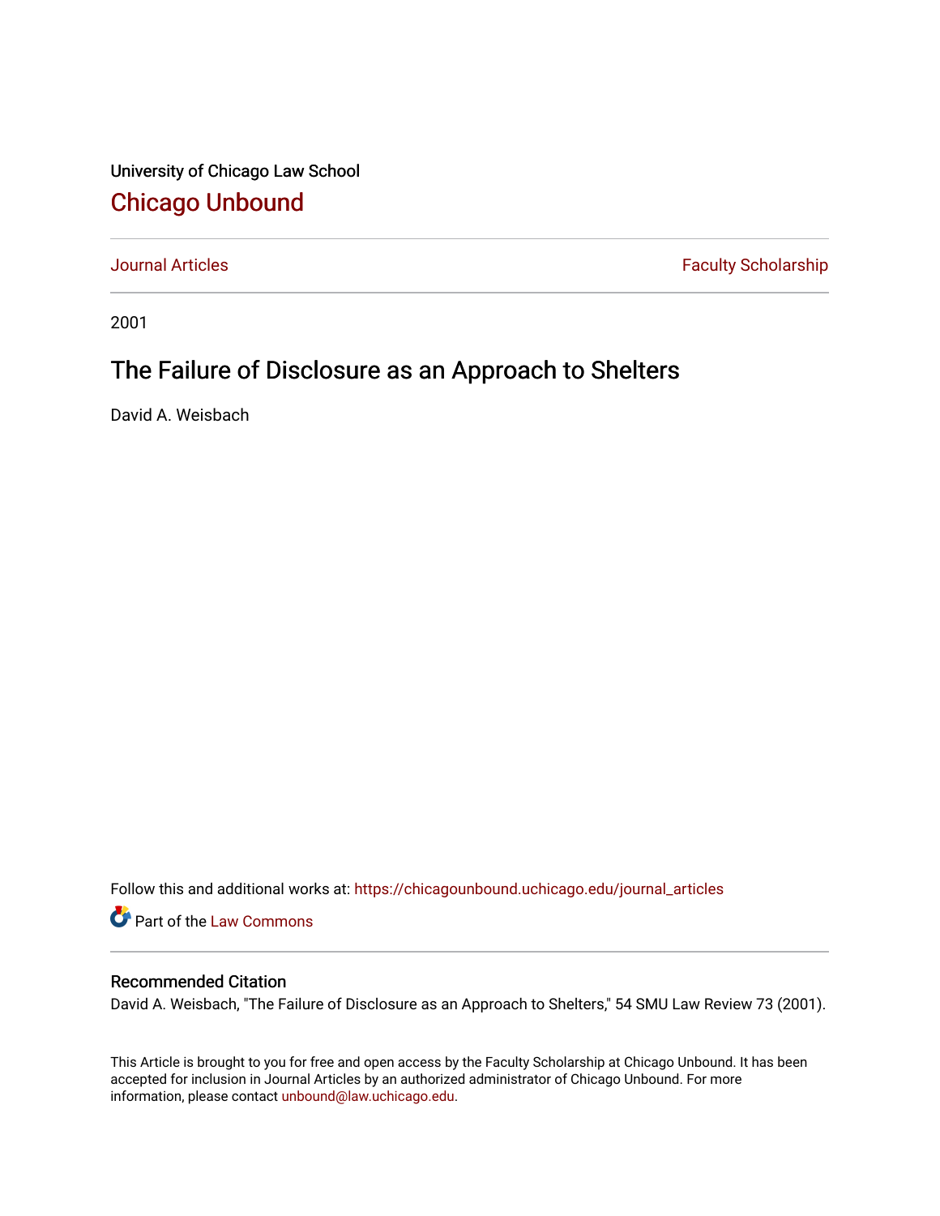University of Chicago Law School

# Chicago Unbound

Journal Articles | Faculty Scholarship

2001

## The Failure of Disclosure as an Approach to Shelters

David A. Weisbach

Follow this and additional works at: https://chicagounbound.uchicago.edu/journal_articles

Part of the Law Commons

### Recommended Citation

David A. Weisbach, "The Failure of Disclosure as an Approach to Shelters," 54 SMU Law Review 73 (2001).

This Article is brought to you for free and open access by the Faculty Scholarship at Chicago Unbound. It has been accepted for inclusion in Journal Articles by an authorized administrator of Chicago Unbound. For more information, please contact unbound@law.uchicago.edu.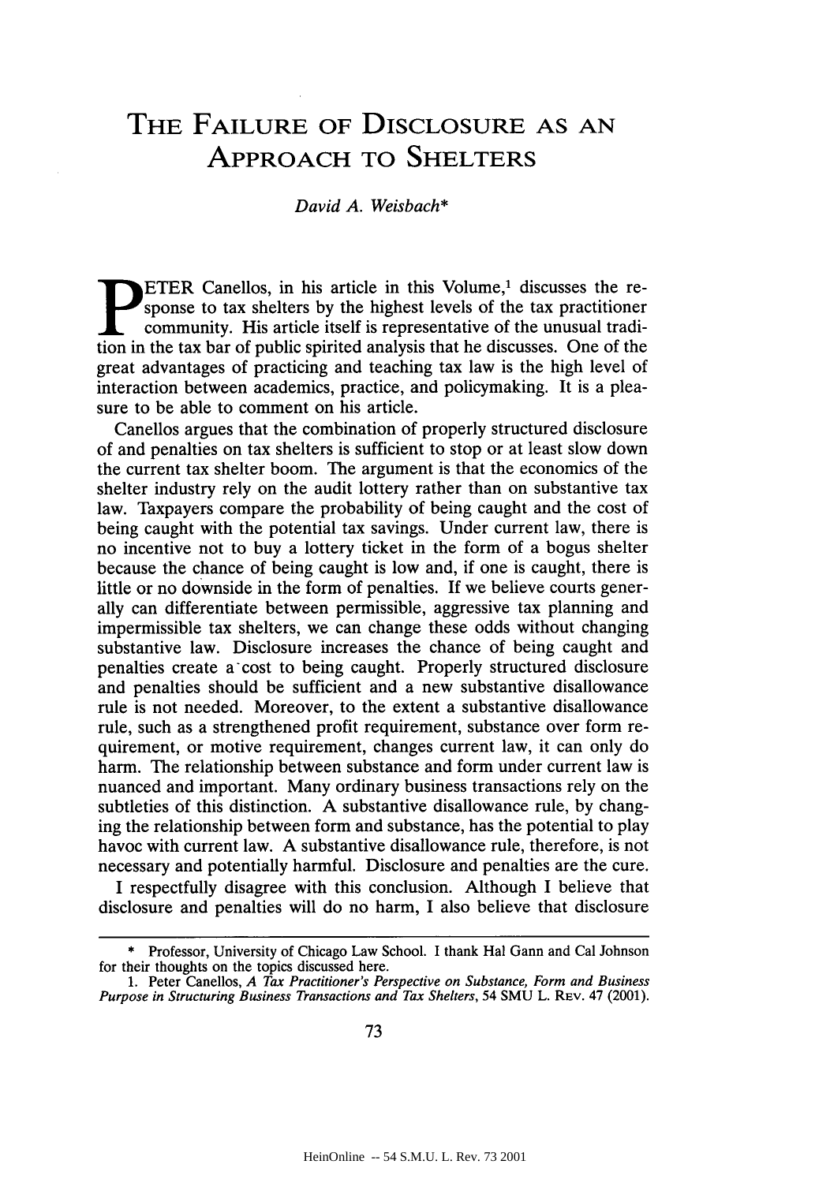# THE FAILURE OF DISCLOSURE AS AN APPROACH TO SHELTERS

*David A. Weisbach\**

PETER Canellos, in his article in this Volume,[1] discusses the response to tax shelters by the highest levels of the tax practitioner community. His article itself is representative of the unusual tradition in the tax bar of public spirited analysis that he discusses. One of the great advantages of practicing and teaching tax law is the high level of interaction between academics, practice, and policymaking. It is a pleasure to be able to comment on his article.

Canellos argues that the combination of properly structured disclosure of and penalties on tax shelters is sufficient to stop or at least slow down the current tax shelter boom. The argument is that the economics of the shelter industry rely on the audit lottery rather than on substantive tax law. Taxpayers compare the probability of being caught and the cost of being caught with the potential tax savings. Under current law, there is no incentive not to buy a lottery ticket in the form of a bogus shelter because the chance of being caught is low and, if one is caught, there is little or no downside in the form of penalties. If we believe courts generally can differentiate between permissible, aggressive tax planning and impermissible tax shelters, we can change these odds without changing substantive law. Disclosure increases the chance of being caught and penalties create a cost to being caught. Properly structured disclosure and penalties should be sufficient and a new substantive disallowance rule is not needed. Moreover, to the extent a substantive disallowance rule, such as a strengthened profit requirement, substance over form requirement, or motive requirement, changes current law, it can only do harm. The relationship between substance and form under current law is nuanced and important. Many ordinary business transactions rely on the subtleties of this distinction. A substantive disallowance rule, by changing the relationship between form and substance, has the potential to play havoc with current law. A substantive disallowance rule, therefore, is not necessary and potentially harmful. Disclosure and penalties are the cure.

I respectfully disagree with this conclusion. Although I believe that disclosure and penalties will do no harm, I also believe that disclosure

---

\* Professor, University of Chicago Law School. I thank Hal Gann and Cal Johnson for their thoughts on the topics discussed here.

1. Peter Canellos, *A Tax Practitioner's Perspective on Substance, Form and Business Purpose in Structuring Business Transactions and Tax Shelters*, 54 SMU L. REV. 47 (2001).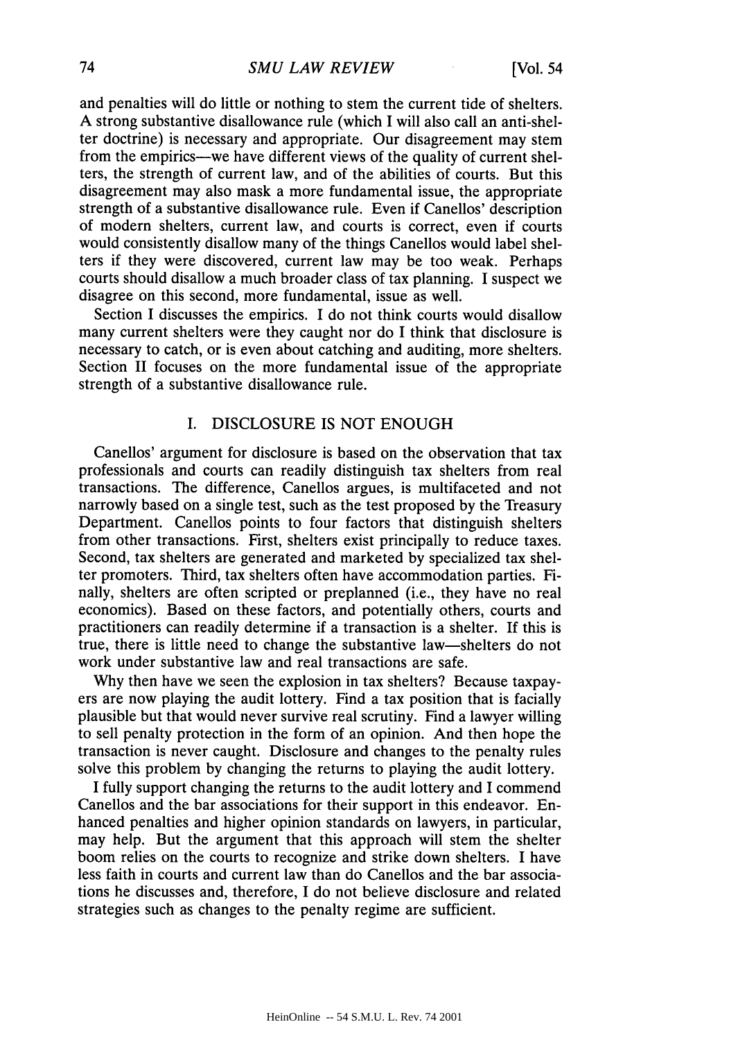and penalties will do little or nothing to stem the current tide of shelters. A strong substantive disallowance rule (which I will also call an anti-shelter doctrine) is necessary and appropriate. Our disagreement may stem from the empirics—we have different views of the quality of current shelters, the strength of current law, and of the abilities of courts. But this disagreement may also mask a more fundamental issue, the appropriate strength of a substantive disallowance rule. Even if Canellos' description of modern shelters, current law, and courts is correct, even if courts would consistently disallow many of the things Canellos would label shelters if they were discovered, current law may be too weak. Perhaps courts should disallow a much broader class of tax planning. I suspect we disagree on this second, more fundamental, issue as well.

Section I discusses the empirics. I do not think courts would disallow many current shelters were they caught nor do I think that disclosure is necessary to catch, or is even about catching and auditing, more shelters. Section II focuses on the more fundamental issue of the appropriate strength of a substantive disallowance rule.

## I. DISCLOSURE IS NOT ENOUGH

Canellos' argument for disclosure is based on the observation that tax professionals and courts can readily distinguish tax shelters from real transactions. The difference, Canellos argues, is multifaceted and not narrowly based on a single test, such as the test proposed by the Treasury Department. Canellos points to four factors that distinguish shelters from other transactions. First, shelters exist principally to reduce taxes. Second, tax shelters are generated and marketed by specialized tax shelter promoters. Third, tax shelters often have accommodation parties. Finally, shelters are often scripted or preplanned (i.e., they have no real economics). Based on these factors, and potentially others, courts and practitioners can readily determine if a transaction is a shelter. If this is true, there is little need to change the substantive law—shelters do not work under substantive law and real transactions are safe.

Why then have we seen the explosion in tax shelters? Because taxpayers are now playing the audit lottery. Find a tax position that is facially plausible but that would never survive real scrutiny. Find a lawyer willing to sell penalty protection in the form of an opinion. And then hope the transaction is never caught. Disclosure and changes to the penalty rules solve this problem by changing the returns to playing the audit lottery.

I fully support changing the returns to the audit lottery and I commend Canellos and the bar associations for their support in this endeavor. Enhanced penalties and higher opinion standards on lawyers, in particular, may help. But the argument that this approach will stem the shelter boom relies on the courts to recognize and strike down shelters. I have less faith in courts and current law than do Canellos and the bar associations he discusses and, therefore, I do not believe disclosure and related strategies such as changes to the penalty regime are sufficient.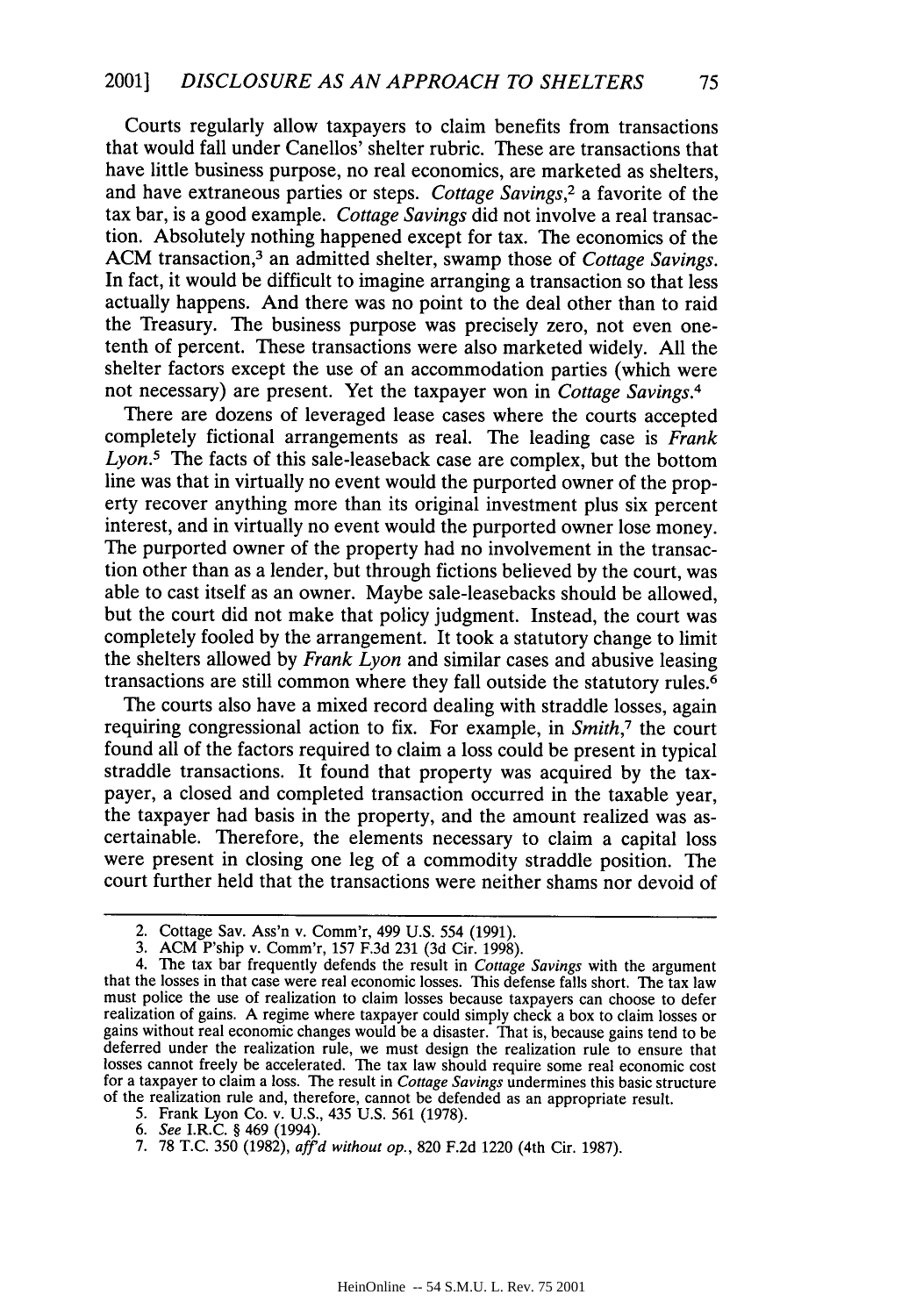Courts regularly allow taxpayers to claim benefits from transactions that would fall under Canellos' shelter rubric. These are transactions that have little business purpose, no real economics, are marketed as shelters, and have extraneous parties or steps. *Cottage Savings*,[2] a favorite of the tax bar, is a good example. *Cottage Savings* did not involve a real transaction. Absolutely nothing happened except for tax. The economics of the ACM transaction,[3] an admitted shelter, swamp those of *Cottage Savings*. In fact, it would be difficult to imagine arranging a transaction so that less actually happens. And there was no point to the deal other than to raid the Treasury. The business purpose was precisely zero, not even one-tenth of percent. These transactions were also marketed widely. All the shelter factors except the use of an accommodation parties (which were not necessary) are present. Yet the taxpayer won in *Cottage Savings*.[4]

There are dozens of leveraged lease cases where the courts accepted completely fictional arrangements as real. The leading case is *Frank Lyon*.[5] The facts of this sale-leaseback case are complex, but the bottom line was that in virtually no event would the purported owner of the property recover anything more than its original investment plus six percent interest, and in virtually no event would the purported owner lose money. The purported owner of the property had no involvement in the transaction other than as a lender, but through fictions believed by the court, was able to cast itself as an owner. Maybe sale-leasebacks should be allowed, but the court did not make that policy judgment. Instead, the court was completely fooled by the arrangement. It took a statutory change to limit the shelters allowed by *Frank Lyon* and similar cases and abusive leasing transactions are still common where they fall outside the statutory rules.[6]

The courts also have a mixed record dealing with straddle losses, again requiring congressional action to fix. For example, in *Smith*,[7] the court found all of the factors required to claim a loss could be present in typical straddle transactions. It found that property was acquired by the taxpayer, a closed and completed transaction occurred in the taxable year, the taxpayer had basis in the property, and the amount realized was ascertainable. Therefore, the elements necessary to claim a capital loss were present in closing one leg of a commodity straddle position. The court further held that the transactions were neither shams nor devoid of

---

2. Cottage Sav. Ass'n v. Comm'r, 499 U.S. 554 (1991).

3. ACM P'ship v. Comm'r, 157 F.3d 231 (3d Cir. 1998).

4. The tax bar frequently defends the result in *Cottage Savings* with the argument that the losses in that case were real economic losses. This defense falls short. The tax law must police the use of realization to claim losses because taxpayers can choose to defer realization of gains. A regime where taxpayer could simply check a box to claim losses or gains without real economic changes would be a disaster. That is, because gains tend to be deferred under the realization rule, we must design the realization rule to ensure that losses cannot freely be accelerated. The tax law should require some real economic cost for a taxpayer to claim a loss. The result in *Cottage Savings* undermines this basic structure of the realization rule and, therefore, cannot be defended as an appropriate result.

5. Frank Lyon Co. v. U.S., 435 U.S. 561 (1978).

6. *See* I.R.C. § 469 (1994).

7. 78 T.C. 350 (1982), *aff'd without op.*, 820 F.2d 1220 (4th Cir. 1987).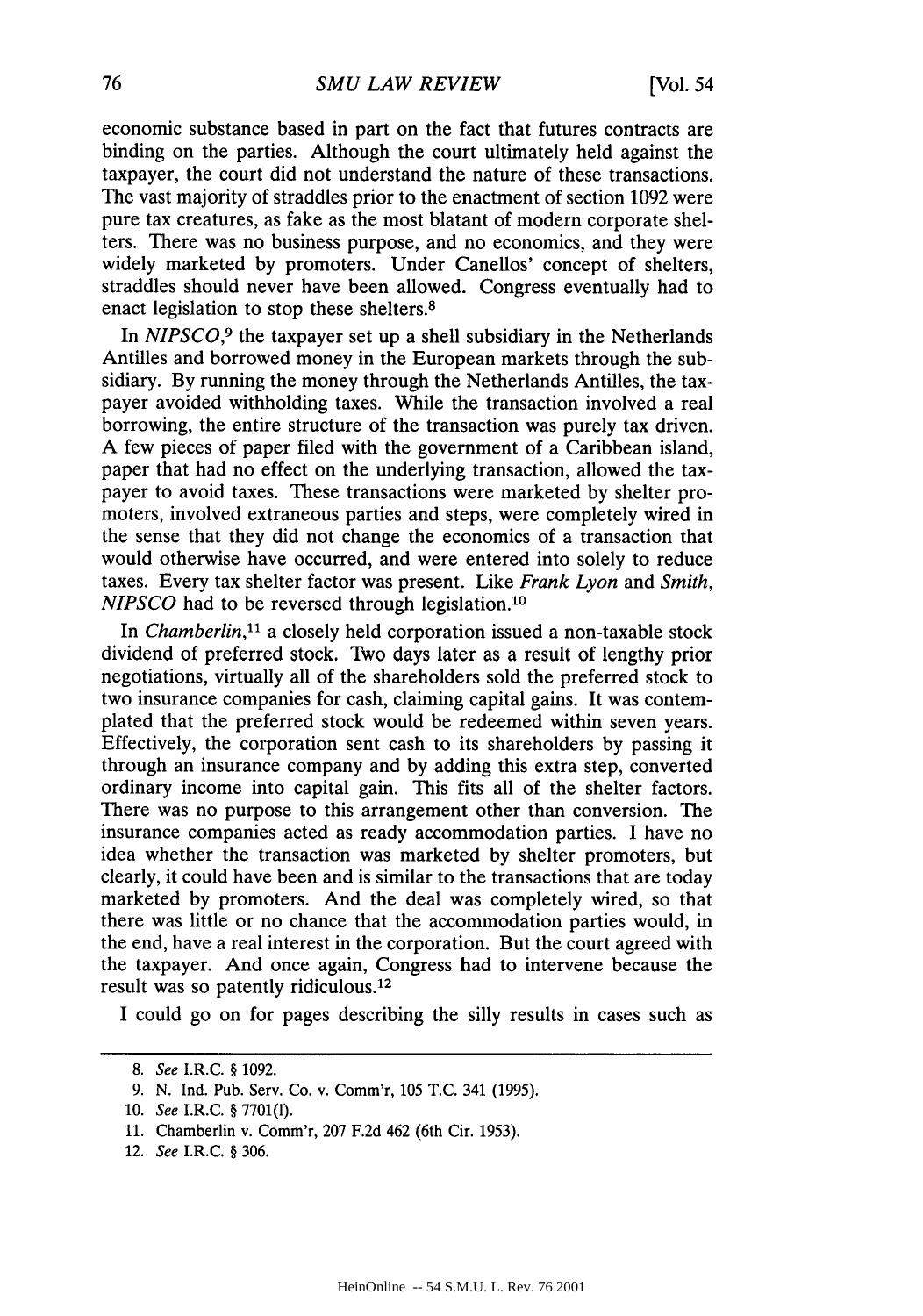economic substance based in part on the fact that futures contracts are binding on the parties. Although the court ultimately held against the taxpayer, the court did not understand the nature of these transactions. The vast majority of straddles prior to the enactment of section 1092 were pure tax creatures, as fake as the most blatant of modern corporate shelters. There was no business purpose, and no economics, and they were widely marketed by promoters. Under Canellos' concept of shelters, straddles should never have been allowed. Congress eventually had to enact legislation to stop these shelters.[8]

In *NIPSCO*,[9] the taxpayer set up a shell subsidiary in the Netherlands Antilles and borrowed money in the European markets through the subsidiary. By running the money through the Netherlands Antilles, the taxpayer avoided withholding taxes. While the transaction involved a real borrowing, the entire structure of the transaction was purely tax driven. A few pieces of paper filed with the government of a Caribbean island, paper that had no effect on the underlying transaction, allowed the taxpayer to avoid taxes. These transactions were marketed by shelter promoters, involved extraneous parties and steps, were completely wired in the sense that they did not change the economics of a transaction that would otherwise have occurred, and were entered into solely to reduce taxes. Every tax shelter factor was present. Like *Frank Lyon* and *Smith*, *NIPSCO* had to be reversed through legislation.[10]

In *Chamberlin*,[11] a closely held corporation issued a non-taxable stock dividend of preferred stock. Two days later as a result of lengthy prior negotiations, virtually all of the shareholders sold the preferred stock to two insurance companies for cash, claiming capital gains. It was contemplated that the preferred stock would be redeemed within seven years. Effectively, the corporation sent cash to its shareholders by passing it through an insurance company and by adding this extra step, converted ordinary income into capital gain. This fits all of the shelter factors. There was no purpose to this arrangement other than conversion. The insurance companies acted as ready accommodation parties. I have no idea whether the transaction was marketed by shelter promoters, but clearly, it could have been and is similar to the transactions that are today marketed by promoters. And the deal was completely wired, so that there was little or no chance that the accommodation parties would, in the end, have a real interest in the corporation. But the court agreed with the taxpayer. And once again, Congress had to intervene because the result was so patently ridiculous.[12]

I could go on for pages describing the silly results in cases such as

---

8. *See* I.R.C. § 1092.

9. N. Ind. Pub. Serv. Co. v. Comm'r, 105 T.C. 341 (1995).

10. *See* I.R.C. § 7701(l).

11. Chamberlin v. Comm'r, 207 F.2d 462 (6th Cir. 1953).

12. *See* I.R.C. § 306.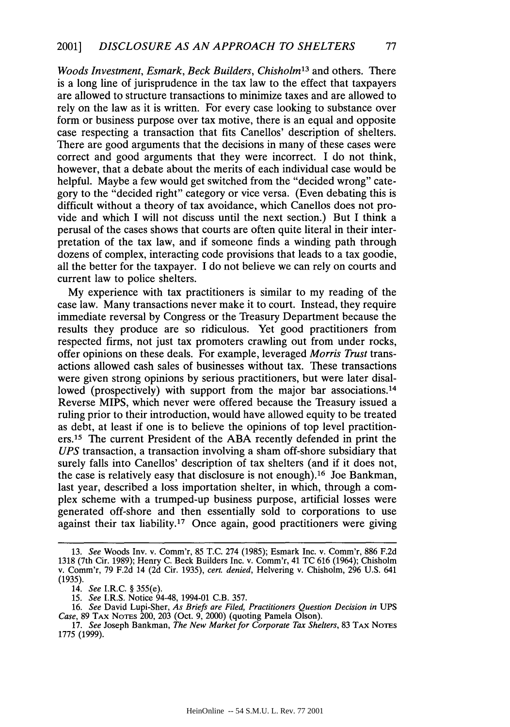*Woods Investment*, *Esmark*, *Beck Builders*, *Chisholm*[13] and others. There is a long line of jurisprudence in the tax law to the effect that taxpayers are allowed to structure transactions to minimize taxes and are allowed to rely on the law as it is written. For every case looking to substance over form or business purpose over tax motive, there is an equal and opposite case respecting a transaction that fits Canellos' description of shelters. There are good arguments that the decisions in many of these cases were correct and good arguments that they were incorrect. I do not think, however, that a debate about the merits of each individual case would be helpful. Maybe a few would get switched from the "decided wrong" category to the "decided right" category or vice versa. (Even debating this is difficult without a theory of tax avoidance, which Canellos does not provide and which I will not discuss until the next section.) But I think a perusal of the cases shows that courts are often quite literal in their interpretation of the tax law, and if someone finds a winding path through dozens of complex, interacting code provisions that leads to a tax goodie, all the better for the taxpayer. I do not believe we can rely on courts and current law to police shelters.

My experience with tax practitioners is similar to my reading of the case law. Many transactions never make it to court. Instead, they require immediate reversal by Congress or the Treasury Department because the results they produce are so ridiculous. Yet good practitioners from respected firms, not just tax promoters crawling out from under rocks, offer opinions on these deals. For example, leveraged *Morris Trust* transactions allowed cash sales of businesses without tax. These transactions were given strong opinions by serious practitioners, but were later disallowed (prospectively) with support from the major bar associations.[14] Reverse MIPS, which never were offered because the Treasury issued a ruling prior to their introduction, would have allowed equity to be treated as debt, at least if one is to believe the opinions of top level practitioners.[15] The current President of the ABA recently defended in print the *UPS* transaction, a transaction involving a sham off-shore subsidiary that surely falls into Canellos' description of tax shelters (and if it does not, the case is relatively easy that disclosure is not enough).[16] Joe Bankman, last year, described a loss importation shelter, in which, through a complex scheme with a trumped-up business purpose, artificial losses were generated off-shore and then essentially sold to corporations to use against their tax liability.[17] Once again, good practitioners were giving

---

13. *See* Woods Inv. v. Comm'r, 85 T.C. 274 (1985); Esmark Inc. v. Comm'r, 886 F.2d 1318 (7th Cir. 1989); Henry C. Beck Builders Inc. v. Comm'r, 41 TC 616 (1964); Chisholm v. Comm'r, 79 F.2d 14 (2d Cir. 1935), *cert. denied*, Helvering v. Chisholm, 296 U.S. 641 (1935).

14. *See* I.R.C. § 355(e).

15. *See* I.R.S. Notice 94-48, 1994-01 C.B. 357.

16. *See* David Lupi-Sher, *As Briefs are Filed, Practitioners Question Decision in* UPS *Case*, 89 TAX NOTES 200, 203 (Oct. 9, 2000) (quoting Pamela Olson).

17. *See* Joseph Bankman, *The New Market for Corporate Tax Shelters*, 83 TAX NOTES 1775 (1999).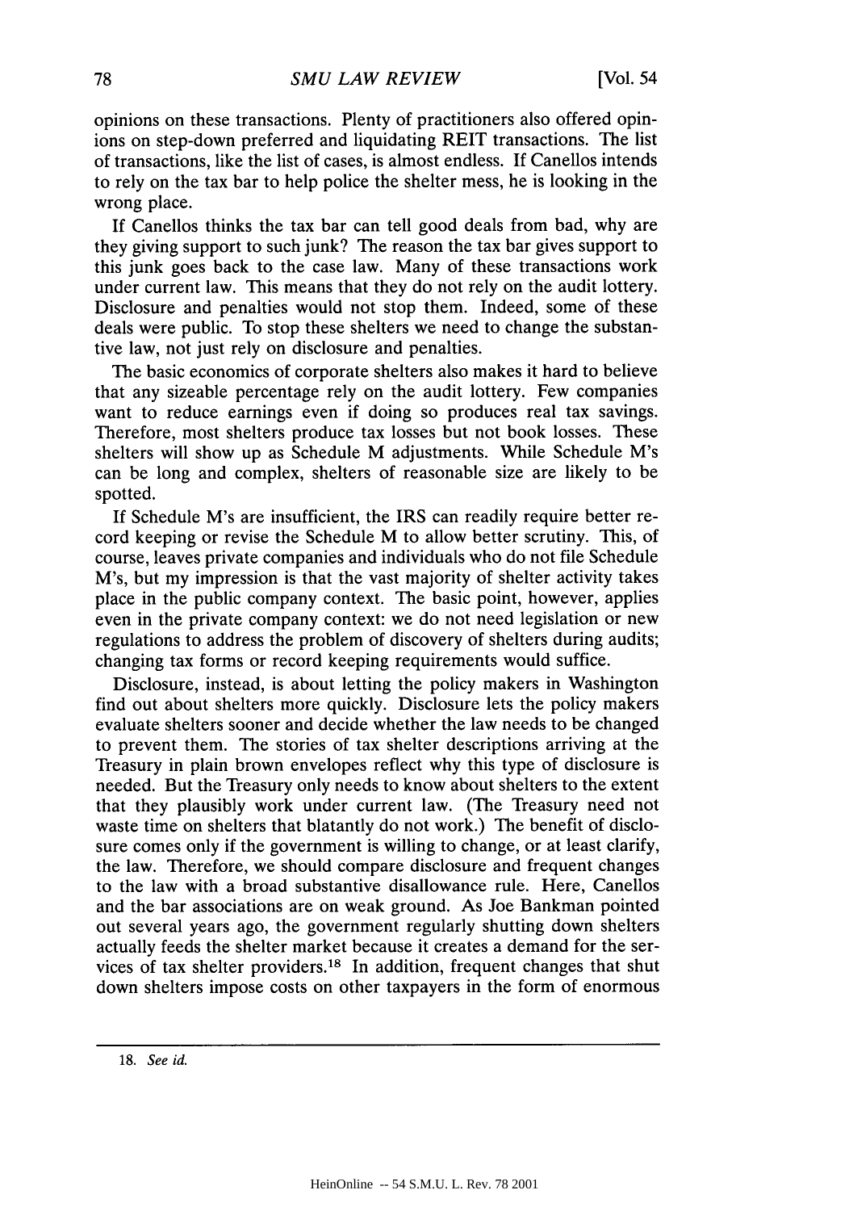opinions on these transactions. Plenty of practitioners also offered opinions on step-down preferred and liquidating REIT transactions. The list of transactions, like the list of cases, is almost endless. If Canellos intends to rely on the tax bar to help police the shelter mess, he is looking in the wrong place.

If Canellos thinks the tax bar can tell good deals from bad, why are they giving support to such junk? The reason the tax bar gives support to this junk goes back to the case law. Many of these transactions work under current law. This means that they do not rely on the audit lottery. Disclosure and penalties would not stop them. Indeed, some of these deals were public. To stop these shelters we need to change the substantive law, not just rely on disclosure and penalties.

The basic economics of corporate shelters also makes it hard to believe that any sizeable percentage rely on the audit lottery. Few companies want to reduce earnings even if doing so produces real tax savings. Therefore, most shelters produce tax losses but not book losses. These shelters will show up as Schedule M adjustments. While Schedule M's can be long and complex, shelters of reasonable size are likely to be spotted.

If Schedule M's are insufficient, the IRS can readily require better record keeping or revise the Schedule M to allow better scrutiny. This, of course, leaves private companies and individuals who do not file Schedule M's, but my impression is that the vast majority of shelter activity takes place in the public company context. The basic point, however, applies even in the private company context: we do not need legislation or new regulations to address the problem of discovery of shelters during audits; changing tax forms or record keeping requirements would suffice.

Disclosure, instead, is about letting the policy makers in Washington find out about shelters more quickly. Disclosure lets the policy makers evaluate shelters sooner and decide whether the law needs to be changed to prevent them. The stories of tax shelter descriptions arriving at the Treasury in plain brown envelopes reflect why this type of disclosure is needed. But the Treasury only needs to know about shelters to the extent that they plausibly work under current law. (The Treasury need not waste time on shelters that blatantly do not work.) The benefit of disclosure comes only if the government is willing to change, or at least clarify, the law. Therefore, we should compare disclosure and frequent changes to the law with a broad substantive disallowance rule. Here, Canellos and the bar associations are on weak ground. As Joe Bankman pointed out several years ago, the government regularly shutting down shelters actually feeds the shelter market because it creates a demand for the services of tax shelter providers.[18] In addition, frequent changes that shut down shelters impose costs on other taxpayers in the form of enormous

---

18. *See id.*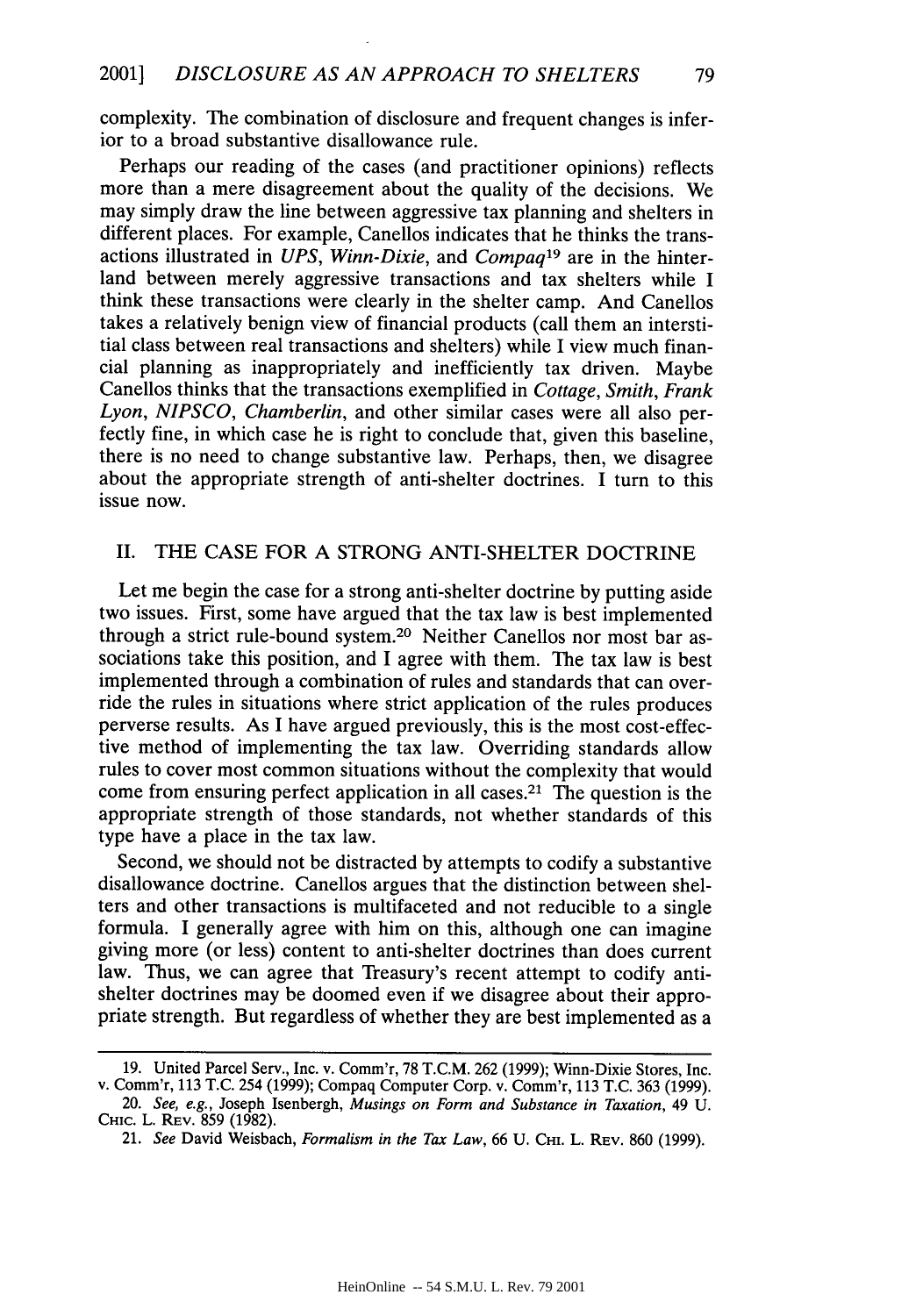complexity. The combination of disclosure and frequent changes is inferior to a broad substantive disallowance rule.

Perhaps our reading of the cases (and practitioner opinions) reflects more than a mere disagreement about the quality of the decisions. We may simply draw the line between aggressive tax planning and shelters in different places. For example, Canellos indicates that he thinks the transactions illustrated in *UPS*, *Winn-Dixie*, and *Compaq*[19] are in the hinterland between merely aggressive transactions and tax shelters while I think these transactions were clearly in the shelter camp. And Canellos takes a relatively benign view of financial products (call them an interstitial class between real transactions and shelters) while I view much financial planning as inappropriately and inefficiently tax driven. Maybe Canellos thinks that the transactions exemplified in *Cottage*, *Smith*, *Frank Lyon*, *NIPSCO*, *Chamberlin*, and other similar cases were all also perfectly fine, in which case he is right to conclude that, given this baseline, there is no need to change substantive law. Perhaps, then, we disagree about the appropriate strength of anti-shelter doctrines. I turn to this issue now.

## II. THE CASE FOR A STRONG ANTI-SHELTER DOCTRINE

Let me begin the case for a strong anti-shelter doctrine by putting aside two issues. First, some have argued that the tax law is best implemented through a strict rule-bound system.[20] Neither Canellos nor most bar associations take this position, and I agree with them. The tax law is best implemented through a combination of rules and standards that can override the rules in situations where strict application of the rules produces perverse results. As I have argued previously, this is the most cost-effective method of implementing the tax law. Overriding standards allow rules to cover most common situations without the complexity that would come from ensuring perfect application in all cases.[21] The question is the appropriate strength of those standards, not whether standards of this type have a place in the tax law.

Second, we should not be distracted by attempts to codify a substantive disallowance doctrine. Canellos argues that the distinction between shelters and other transactions is multifaceted and not reducible to a single formula. I generally agree with him on this, although one can imagine giving more (or less) content to anti-shelter doctrines than does current law. Thus, we can agree that Treasury's recent attempt to codify anti-shelter doctrines may be doomed even if we disagree about their appropriate strength. But regardless of whether they are best implemented as a

---

19. United Parcel Serv., Inc. v. Comm'r, 78 T.C.M. 262 (1999); Winn-Dixie Stores, Inc. v. Comm'r, 113 T.C. 254 (1999); Compaq Computer Corp. v. Comm'r, 113 T.C. 363 (1999).

20. *See, e.g.*, Joseph Isenbergh, *Musings on Form and Substance in Taxation*, 49 U. Chic. L. Rev. 859 (1982).

21. *See* David Weisbach, *Formalism in the Tax Law*, 66 U. Chi. L. Rev. 860 (1999).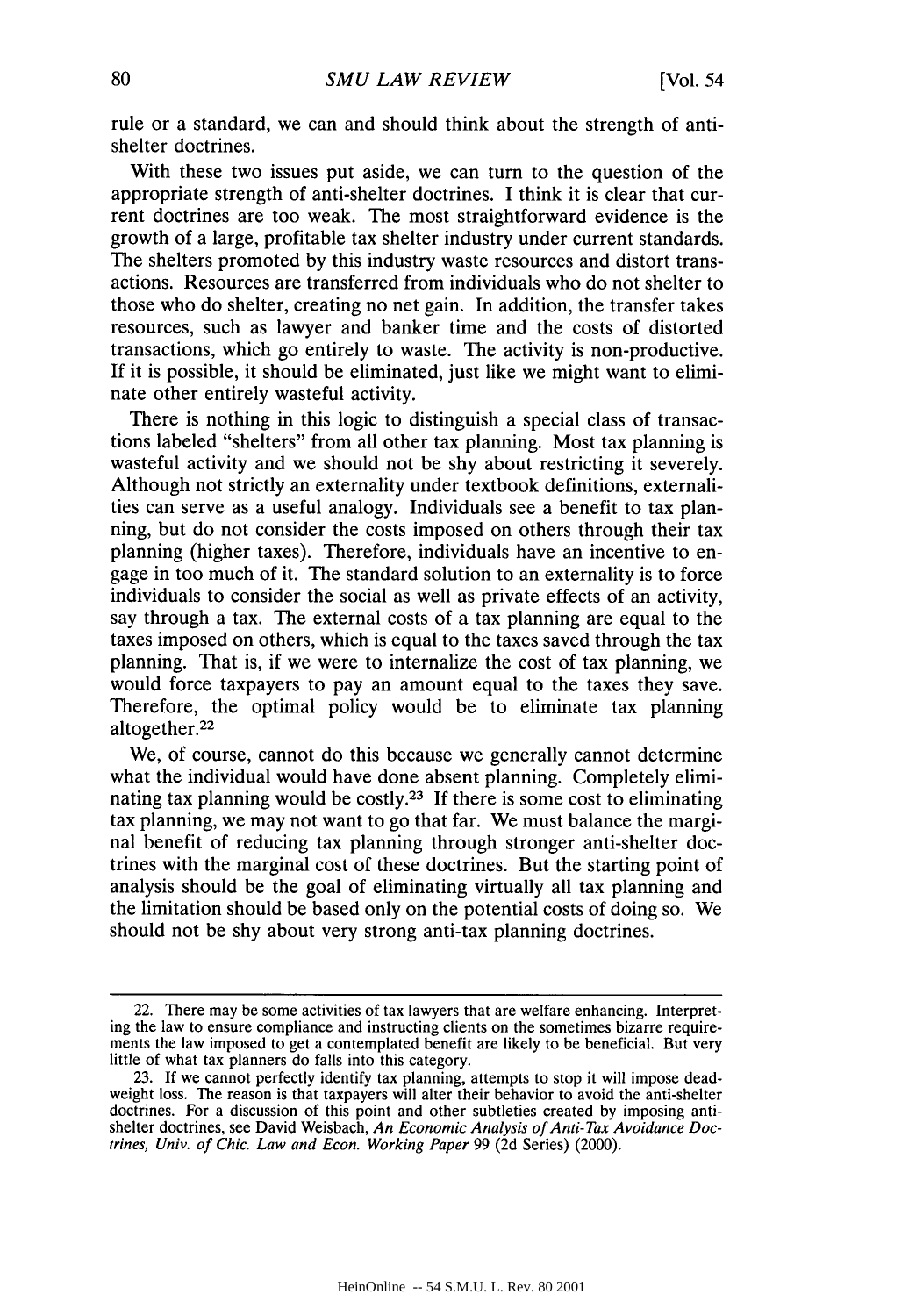rule or a standard, we can and should think about the strength of anti-shelter doctrines.

With these two issues put aside, we can turn to the question of the appropriate strength of anti-shelter doctrines. I think it is clear that current doctrines are too weak. The most straightforward evidence is the growth of a large, profitable tax shelter industry under current standards. The shelters promoted by this industry waste resources and distort transactions. Resources are transferred from individuals who do not shelter to those who do shelter, creating no net gain. In addition, the transfer takes resources, such as lawyer and banker time and the costs of distorted transactions, which go entirely to waste. The activity is non-productive. If it is possible, it should be eliminated, just like we might want to eliminate other entirely wasteful activity.

There is nothing in this logic to distinguish a special class of transactions labeled "shelters" from all other tax planning. Most tax planning is wasteful activity and we should not be shy about restricting it severely. Although not strictly an externality under textbook definitions, externalities can serve as a useful analogy. Individuals see a benefit to tax planning, but do not consider the costs imposed on others through their tax planning (higher taxes). Therefore, individuals have an incentive to engage in too much of it. The standard solution to an externality is to force individuals to consider the social as well as private effects of an activity, say through a tax. The external costs of a tax planning are equal to the taxes imposed on others, which is equal to the taxes saved through the tax planning. That is, if we were to internalize the cost of tax planning, we would force taxpayers to pay an amount equal to the taxes they save. Therefore, the optimal policy would be to eliminate tax planning altogether.[22]

We, of course, cannot do this because we generally cannot determine what the individual would have done absent planning. Completely eliminating tax planning would be costly.[23] If there is some cost to eliminating tax planning, we may not want to go that far. We must balance the marginal benefit of reducing tax planning through stronger anti-shelter doctrines with the marginal cost of these doctrines. But the starting point of analysis should be the goal of eliminating virtually all tax planning and the limitation should be based only on the potential costs of doing so. We should not be shy about very strong anti-tax planning doctrines.

---

22. There may be some activities of tax lawyers that are welfare enhancing. Interpreting the law to ensure compliance and instructing clients on the sometimes bizarre requirements the law imposed to get a contemplated benefit are likely to be beneficial. But very little of what tax planners do falls into this category.

23. If we cannot perfectly identify tax planning, attempts to stop it will impose deadweight loss. The reason is that taxpayers will alter their behavior to avoid the anti-shelter doctrines. For a discussion of this point and other subtleties created by imposing anti-shelter doctrines, see David Weisbach, *An Economic Analysis of Anti-Tax Avoidance Doctrines, Univ. of Chic. Law and Econ. Working Paper* 99 (2d Series) (2000).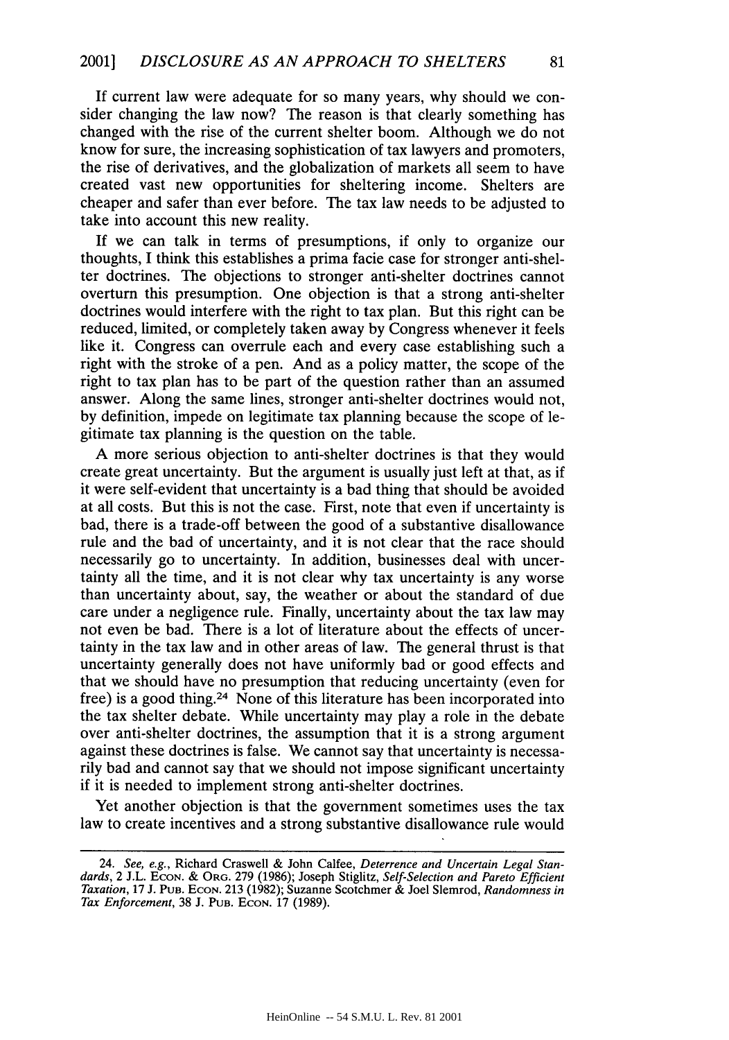If current law were adequate for so many years, why should we consider changing the law now? The reason is that clearly something has changed with the rise of the current shelter boom. Although we do not know for sure, the increasing sophistication of tax lawyers and promoters, the rise of derivatives, and the globalization of markets all seem to have created vast new opportunities for sheltering income. Shelters are cheaper and safer than ever before. The tax law needs to be adjusted to take into account this new reality.

If we can talk in terms of presumptions, if only to organize our thoughts, I think this establishes a prima facie case for stronger anti-shelter doctrines. The objections to stronger anti-shelter doctrines cannot overturn this presumption. One objection is that a strong anti-shelter doctrines would interfere with the right to tax plan. But this right can be reduced, limited, or completely taken away by Congress whenever it feels like it. Congress can overrule each and every case establishing such a right with the stroke of a pen. And as a policy matter, the scope of the right to tax plan has to be part of the question rather than an assumed answer. Along the same lines, stronger anti-shelter doctrines would not, by definition, impede on legitimate tax planning because the scope of legitimate tax planning is the question on the table.

A more serious objection to anti-shelter doctrines is that they would create great uncertainty. But the argument is usually just left at that, as if it were self-evident that uncertainty is a bad thing that should be avoided at all costs. But this is not the case. First, note that even if uncertainty is bad, there is a trade-off between the good of a substantive disallowance rule and the bad of uncertainty, and it is not clear that the race should necessarily go to uncertainty. In addition, businesses deal with uncertainty all the time, and it is not clear why tax uncertainty is any worse than uncertainty about, say, the weather or about the standard of due care under a negligence rule. Finally, uncertainty about the tax law may not even be bad. There is a lot of literature about the effects of uncertainty in the tax law and in other areas of law. The general thrust is that uncertainty generally does not have uniformly bad or good effects and that we should have no presumption that reducing uncertainty (even for free) is a good thing.[24] None of this literature has been incorporated into the tax shelter debate. While uncertainty may play a role in the debate over anti-shelter doctrines, the assumption that it is a strong argument against these doctrines is false. We cannot say that uncertainty is necessarily bad and cannot say that we should not impose significant uncertainty if it is needed to implement strong anti-shelter doctrines.

Yet another objection is that the government sometimes uses the tax law to create incentives and a strong substantive disallowance rule would

---

24. *See, e.g.*, Richard Craswell & John Calfee, *Deterrence and Uncertain Legal Standards*, 2 J.L. ECON. & ORG. 279 (1986); Joseph Stiglitz, *Self-Selection and Pareto Efficient Taxation*, 17 J. PUB. ECON. 213 (1982); Suzanne Scotchmer & Joel Slemrod, *Randomness in Tax Enforcement*, 38 J. PUB. ECON. 17 (1989).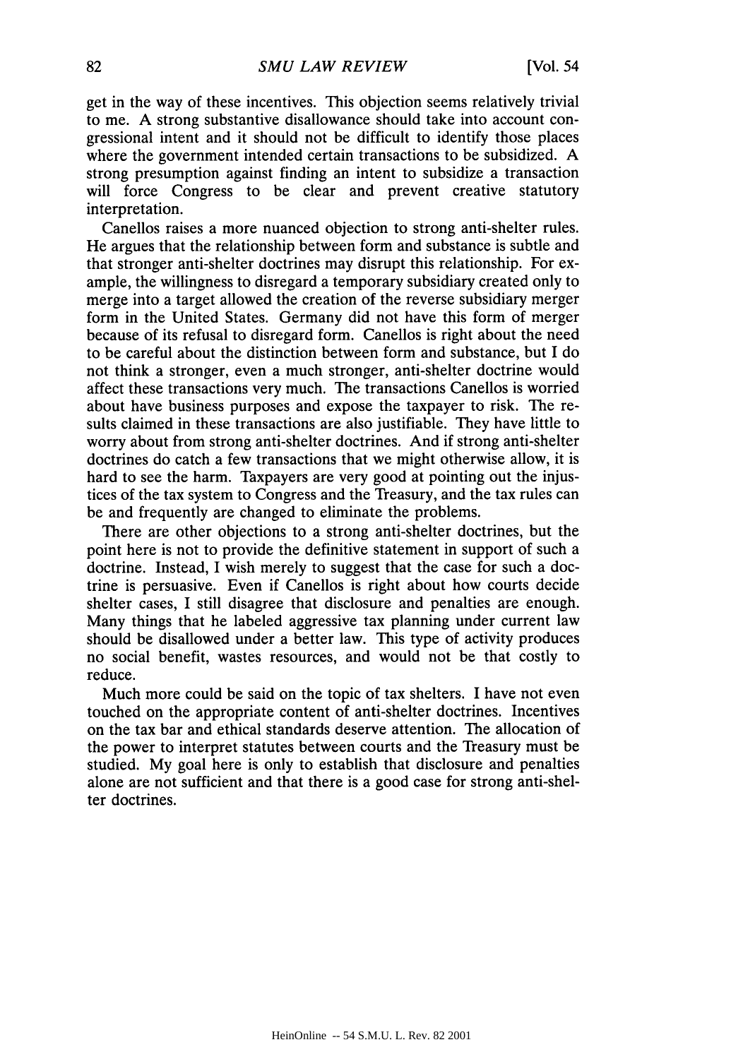get in the way of these incentives. This objection seems relatively trivial to me. A strong substantive disallowance should take into account congressional intent and it should not be difficult to identify those places where the government intended certain transactions to be subsidized. A strong presumption against finding an intent to subsidize a transaction will force Congress to be clear and prevent creative statutory interpretation.

Canellos raises a more nuanced objection to strong anti-shelter rules. He argues that the relationship between form and substance is subtle and that stronger anti-shelter doctrines may disrupt this relationship. For example, the willingness to disregard a temporary subsidiary created only to merge into a target allowed the creation of the reverse subsidiary merger form in the United States. Germany did not have this form of merger because of its refusal to disregard form. Canellos is right about the need to be careful about the distinction between form and substance, but I do not think a stronger, even a much stronger, anti-shelter doctrine would affect these transactions very much. The transactions Canellos is worried about have business purposes and expose the taxpayer to risk. The results claimed in these transactions are also justifiable. They have little to worry about from strong anti-shelter doctrines. And if strong anti-shelter doctrines do catch a few transactions that we might otherwise allow, it is hard to see the harm. Taxpayers are very good at pointing out the injustices of the tax system to Congress and the Treasury, and the tax rules can be and frequently are changed to eliminate the problems.

There are other objections to a strong anti-shelter doctrines, but the point here is not to provide the definitive statement in support of such a doctrine. Instead, I wish merely to suggest that the case for such a doctrine is persuasive. Even if Canellos is right about how courts decide shelter cases, I still disagree that disclosure and penalties are enough. Many things that he labeled aggressive tax planning under current law should be disallowed under a better law. This type of activity produces no social benefit, wastes resources, and would not be that costly to reduce.

Much more could be said on the topic of tax shelters. I have not even touched on the appropriate content of anti-shelter doctrines. Incentives on the tax bar and ethical standards deserve attention. The allocation of the power to interpret statutes between courts and the Treasury must be studied. My goal here is only to establish that disclosure and penalties alone are not sufficient and that there is a good case for strong anti-shelter doctrines.